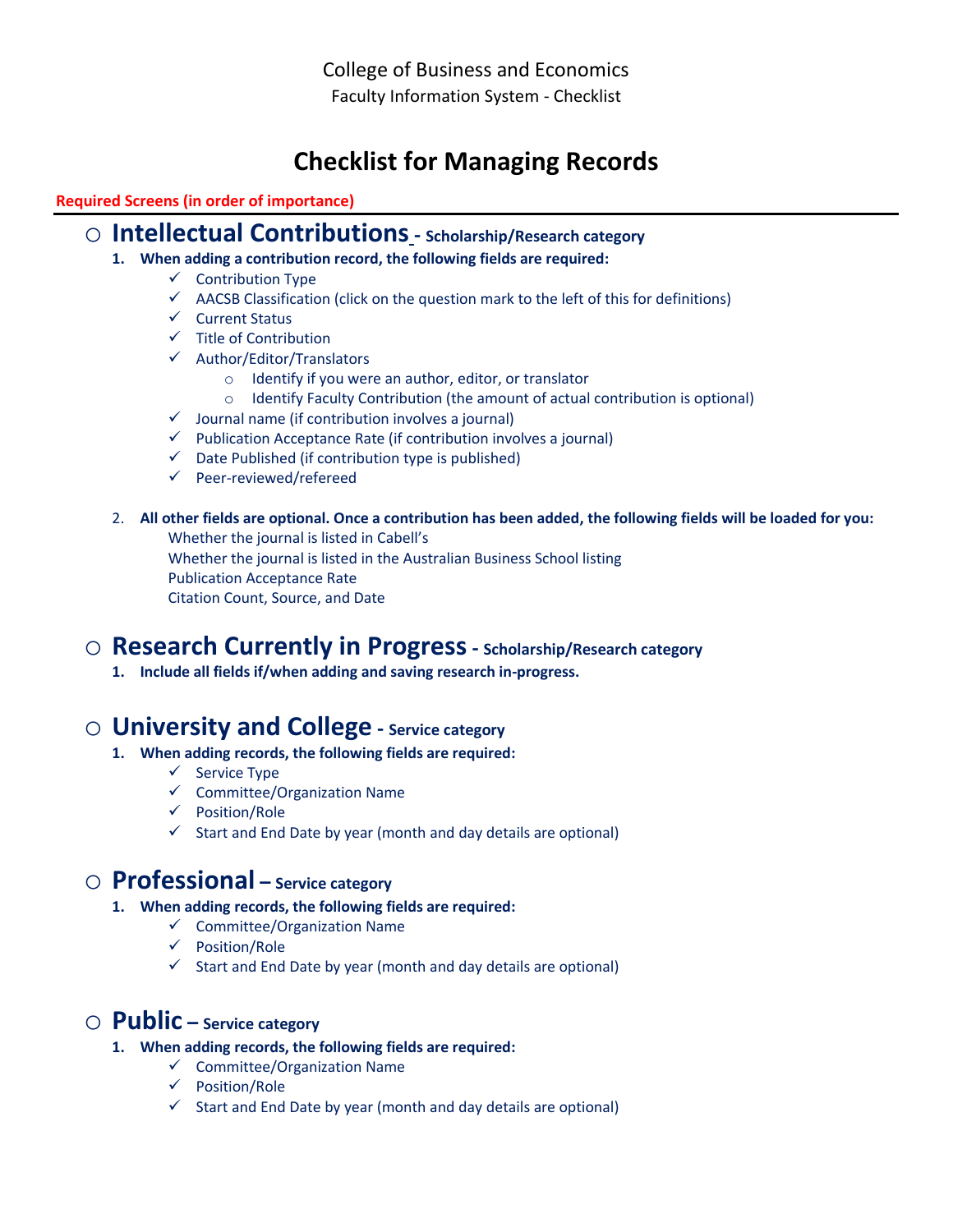College of Business and Economics

Faculty Information System - Checklist

# Checklist for Managing Records

**Required Screens (in order of importance)**

---

## ○ Intellectual Contributions - Scholarship/Research category

1. **When adding a contribution record, the following fields are required:**
   - ✓ Contribution Type
   - ✓ AACSB Classification (click on the question mark to the left of this for definitions)
   - ✓ Current Status
   - ✓ Title of Contribution
   - ✓ Author/Editor/Translators
     - Identify if you were an author, editor, or translator
     - Identify Faculty Contribution (the amount of actual contribution is optional)
   - ✓ Journal name (if contribution involves a journal)
   - ✓ Publication Acceptance Rate (if contribution involves a journal)
   - ✓ Date Published (if contribution type is published)
   - ✓ Peer-reviewed/refereed

2. **All other fields are optional. Once a contribution has been added, the following fields will be loaded for you:**

   Whether the journal is listed in Cabell's
   Whether the journal is listed in the Australian Business School listing
   Publication Acceptance Rate
   Citation Count, Source, and Date

## ○ Research Currently in Progress - Scholarship/Research category

1. **Include all fields if/when adding and saving research in-progress.**

## ○ University and College - Service category

1. **When adding records, the following fields are required:**
   - ✓ Service Type
   - ✓ Committee/Organization Name
   - ✓ Position/Role
   - ✓ Start and End Date by year (month and day details are optional)

## ○ Professional – Service category

1. **When adding records, the following fields are required:**
   - ✓ Committee/Organization Name
   - ✓ Position/Role
   - ✓ Start and End Date by year (month and day details are optional)

## ○ Public – Service category

1. **When adding records, the following fields are required:**
   - ✓ Committee/Organization Name
   - ✓ Position/Role
   - ✓ Start and End Date by year (month and day details are optional)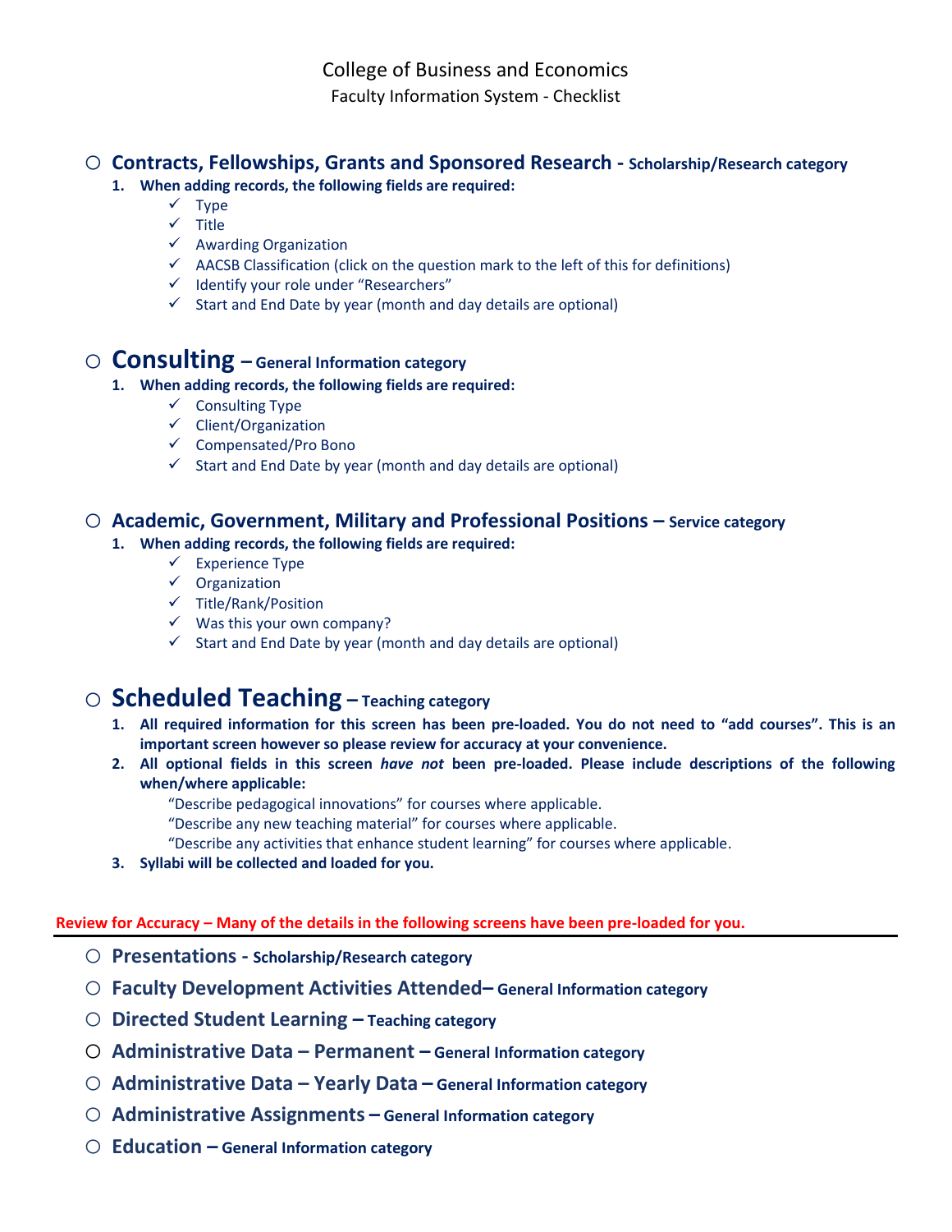# College of Business and Economics

Faculty Information System - Checklist

## ○ Contracts, Fellowships, Grants and Sponsored Research - Scholarship/Research category

1. **When adding records, the following fields are required:**
   - ✓ Type
   - ✓ Title
   - ✓ Awarding Organization
   - ✓ AACSB Classification (click on the question mark to the left of this for definitions)
   - ✓ Identify your role under "Researchers"
   - ✓ Start and End Date by year (month and day details are optional)

## ○ Consulting – General Information category

1. **When adding records, the following fields are required:**
   - ✓ Consulting Type
   - ✓ Client/Organization
   - ✓ Compensated/Pro Bono
   - ✓ Start and End Date by year (month and day details are optional)

## ○ Academic, Government, Military and Professional Positions – Service category

1. **When adding records, the following fields are required:**
   - ✓ Experience Type
   - ✓ Organization
   - ✓ Title/Rank/Position
   - ✓ Was this your own company?
   - ✓ Start and End Date by year (month and day details are optional)

## ○ Scheduled Teaching – Teaching category

1. **All required information for this screen has been pre-loaded. You do not need to "add courses". This is an important screen however so please review for accuracy at your convenience.**
2. **All optional fields in this screen *have not* been pre-loaded. Please include descriptions of the following when/where applicable:**

   "Describe pedagogical innovations" for courses where applicable.

   "Describe any new teaching material" for courses where applicable.

   "Describe any activities that enhance student learning" for courses where applicable.
3. **Syllabi will be collected and loaded for you.**

**Review for Accuracy – Many of the details in the following screens have been pre-loaded for you.**

---

- ○ **Presentations - Scholarship/Research category**
- ○ **Faculty Development Activities Attended– General Information category**
- ○ **Directed Student Learning – Teaching category**
- ○ **Administrative Data – Permanent – General Information category**
- ○ **Administrative Data – Yearly Data – General Information category**
- ○ **Administrative Assignments – General Information category**
- ○ **Education – General Information category**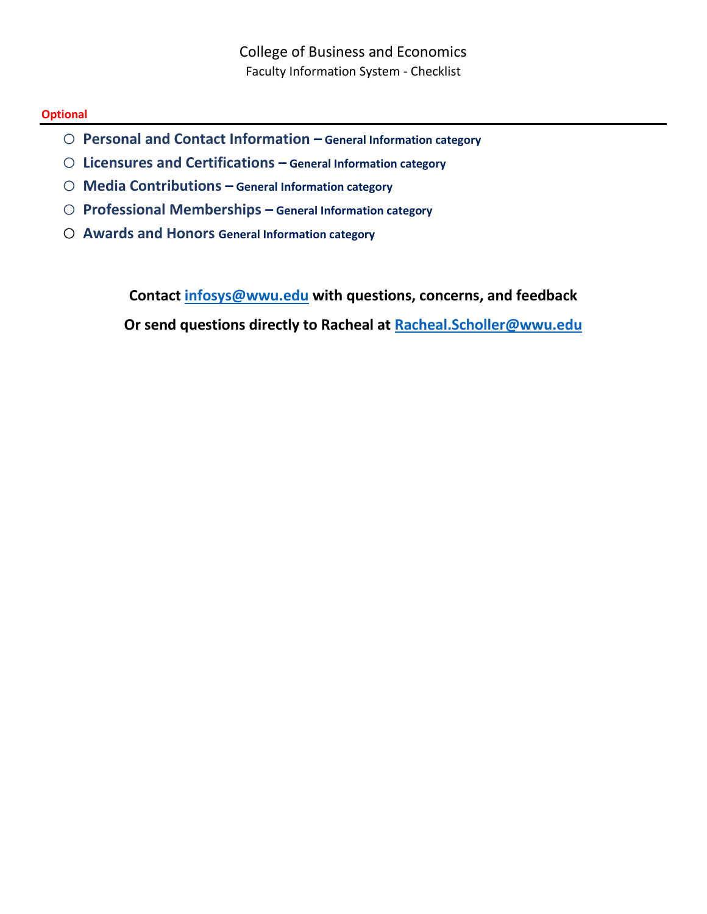College of Business and Economics
Faculty Information System - Checklist

**Optional**

---

- ○ **Personal and Contact Information – General Information category**
- ○ **Licensures and Certifications – General Information category**
- ○ **Media Contributions – General Information category**
- ○ **Professional Memberships – General Information category**
- ○ **Awards and Honors General Information category**

**Contact infosys@wwu.edu with questions, concerns, and feedback**

**Or send questions directly to Racheal at Racheal.Scholler@wwu.edu**